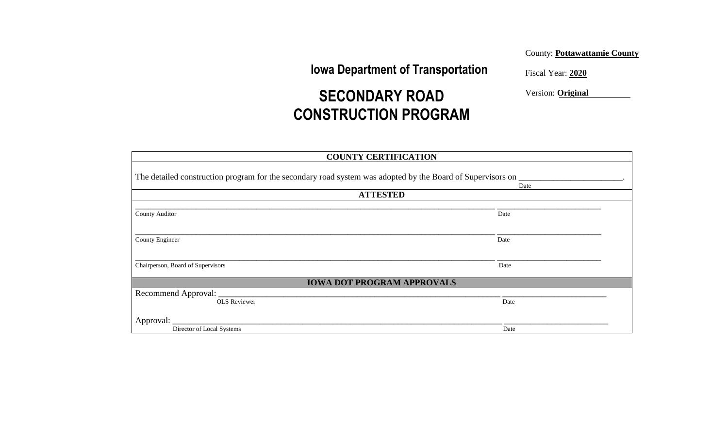County: **Pottawattamie County**

Fiscal Year: **2020**

Version: **Original**

## Iowa Department of Transportation

# SECONDARY ROAD CONSTRUCTION PROGRAM

| COUNTY CERTIFICATION | |
|---|---|
| The detailed construction program for the secondary road system was adopted by the Board of Supervisors on ________________________. | |
| | Date |
| **ATTESTED** | |
| ______________________________ | ____________ |
| County Auditor | Date |
| ______________________________ | ____________ |
| County Engineer | Date |
| ______________________________ | ____________ |
| Chairperson, Board of Supervisors | Date |
| **IOWA DOT PROGRAM APPROVALS** | |
| Recommend Approval: ______________________________ | ____________ |
| OLS Reviewer | Date |
| Approval: ______________________________ | ____________ |
| Director of Local Systems | Date |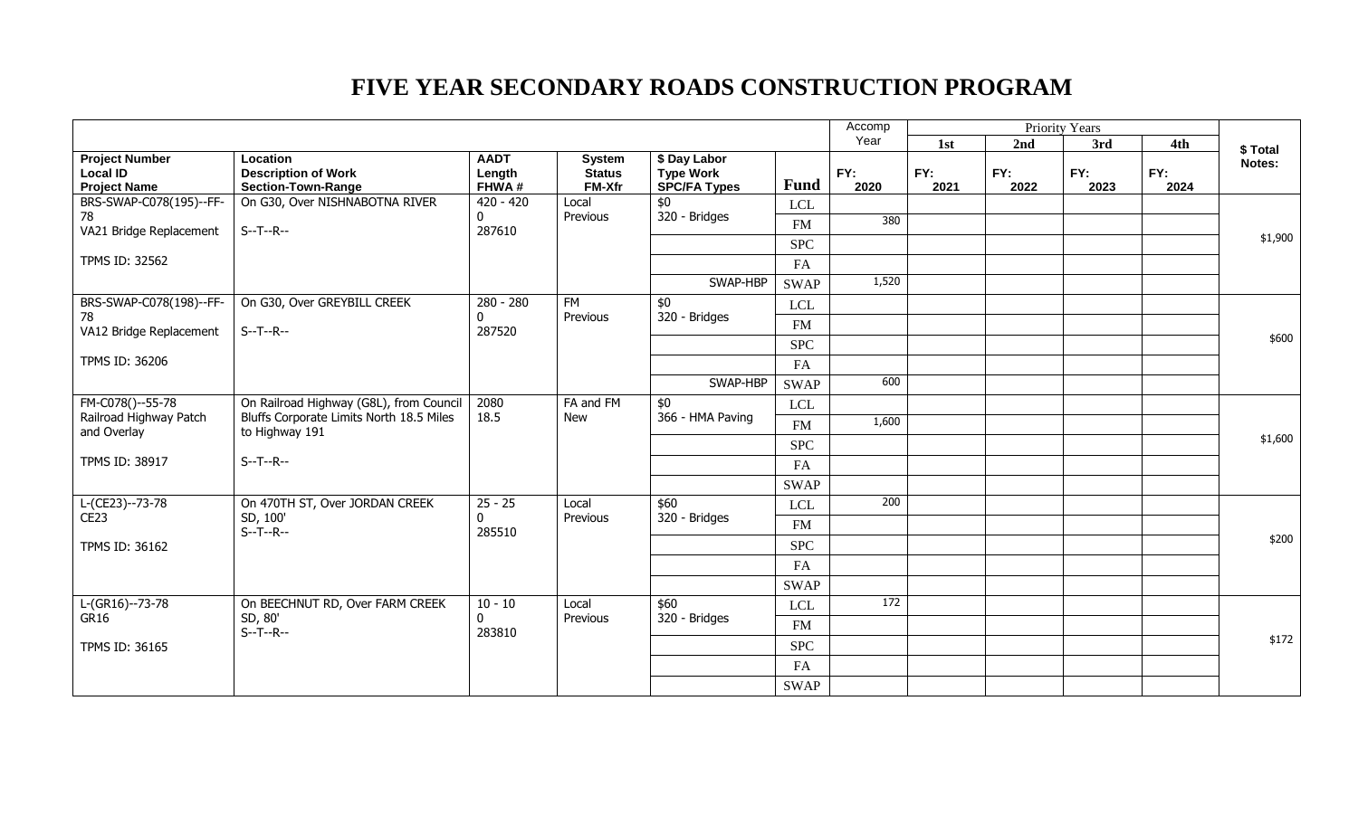# FIVE YEAR SECONDARY ROADS CONSTRUCTION PROGRAM

| Project Number<br>Local ID<br>Project Name | Location<br>Description of Work<br>Section-Town-Range | AADT<br>Length<br>FHWA # | System<br>Status<br>FM-Xfr | $ Day Labor<br>Type Work<br>SPC/FA Types | Fund | Accomp Year<br>FY: 2020 | Priority Years 1st<br>FY: 2021 | 2nd<br>FY: 2022 | 3rd<br>FY: 2023 | 4th<br>FY: 2024 | $ Total<br>Notes: |
|---|---|---|---|---|---|---|---|---|---|---|---|
| BRS-SWAP-C078(195)--FF-78<br>VA21 Bridge Replacement<br><br>TPMS ID: 32562 | On G30, Over NISHNABOTNA RIVER<br><br>S--T--R-- | 420 - 420<br>0<br>287610 | Local<br>Previous | $0<br>320 - Bridges | LCL | | | | | | $1,900 |
| | | | | | FM | 380 | | | | | |
| | | | | | SPC | | | | | | |
| | | | | | FA | | | | | | |
| | | | | SWAP-HBP | SWAP | 1,520 | | | | | |
| BRS-SWAP-C078(198)--FF-78<br>VA12 Bridge Replacement<br><br>TPMS ID: 36206 | On G30, Over GREYBILL CREEK<br><br>S--T--R-- | 280 - 280<br>0<br>287520 | FM<br>Previous | $0<br>320 - Bridges | LCL | | | | | | $600 |
| | | | | | FM | | | | | | |
| | | | | | SPC | | | | | | |
| | | | | | FA | | | | | | |
| | | | | SWAP-HBP | SWAP | 600 | | | | | |
| FM-C078()--55-78<br>Railroad Highway Patch and Overlay<br><br>TPMS ID: 38917 | On Railroad Highway (G8L), from Council Bluffs Corporate Limits North 18.5 Miles to Highway 191<br><br>S--T--R-- | 2080<br>18.5 | FA and FM<br>New | $0<br>366 - HMA Paving | LCL | | | | | | $1,600 |
| | | | | | FM | 1,600 | | | | | |
| | | | | | SPC | | | | | | |
| | | | | | FA | | | | | | |
| | | | | | SWAP | | | | | | |
| L-(CE23)--73-78<br>CE23<br><br>TPMS ID: 36162 | On 470TH ST, Over JORDAN CREEK<br>SD, 100'<br>S--T--R-- | 25 - 25<br>0<br>285510 | Local<br>Previous | $60<br>320 - Bridges | LCL | 200 | | | | | $200 |
| | | | | | FM | | | | | | |
| | | | | | SPC | | | | | | |
| | | | | | FA | | | | | | |
| | | | | | SWAP | | | | | | |
| L-(GR16)--73-78<br>GR16<br><br>TPMS ID: 36165 | On BEECHNUT RD, Over FARM CREEK<br>SD, 80'<br>S--T--R-- | 10 - 10<br>0<br>283810 | Local<br>Previous | $60<br>320 - Bridges | LCL | 172 | | | | | $172 |
| | | | | | FM | | | | | | |
| | | | | | SPC | | | | | | |
| | | | | | FA | | | | | | |
| | | | | | SWAP | | | | | | |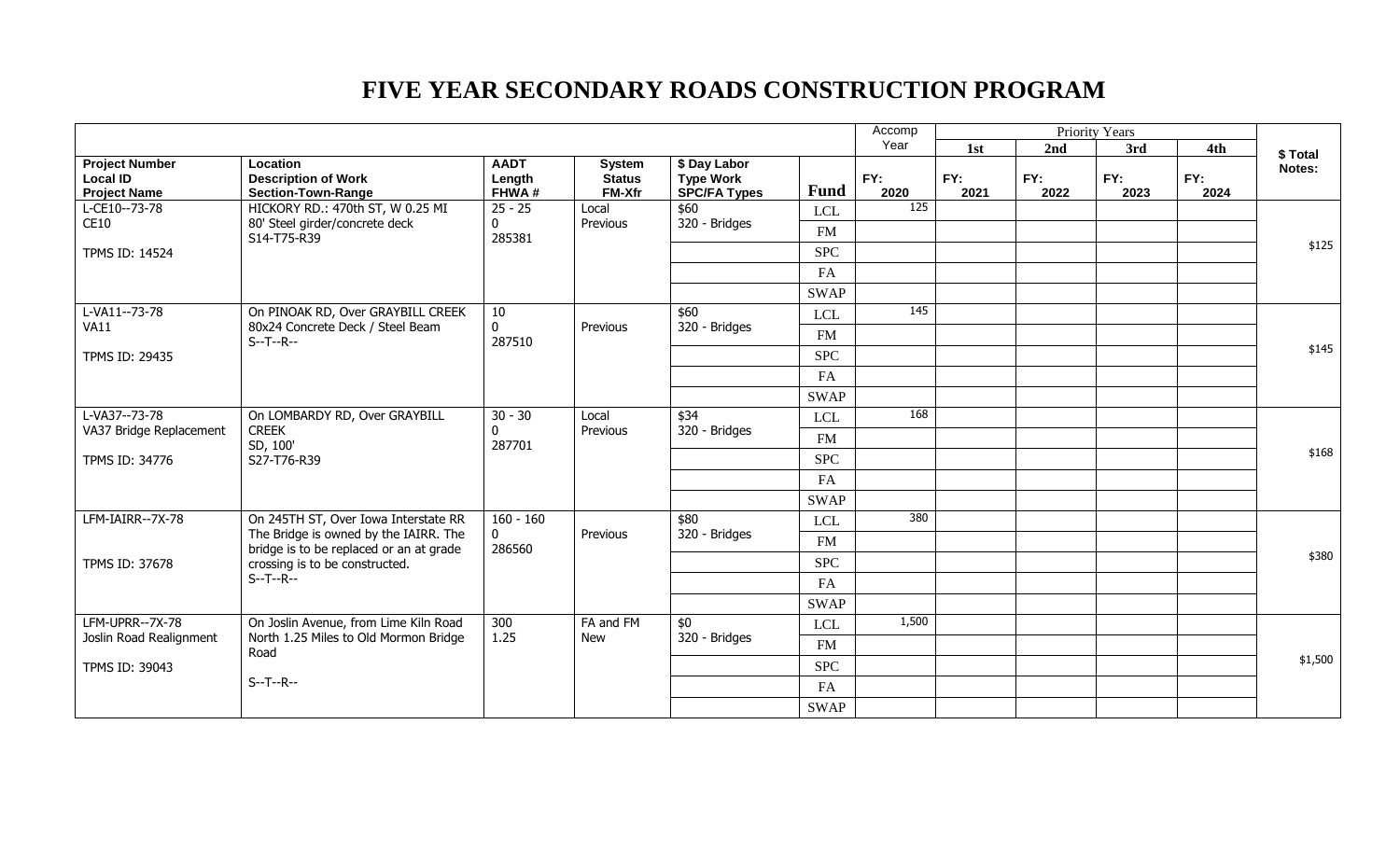# FIVE YEAR SECONDARY ROADS CONSTRUCTION PROGRAM

| Project Number<br>Local ID<br>Project Name | Location<br>Description of Work<br>Section-Town-Range | AADT<br>Length<br>FHWA # | System<br>Status<br>FM-Xfr | $ Day Labor<br>Type Work<br>SPC/FA Types | Fund | Accomp Year<br>FY: 2020 | Priority Years 1st<br>FY: 2021 | 2nd<br>FY: 2022 | 3rd<br>FY: 2023 | 4th<br>FY: 2024 | $ Total<br>Notes: |
|---|---|---|---|---|---|---|---|---|---|---|---|
| L-CE10--73-78<br>CE10<br>TPMS ID: 14524 | HICKORY RD.: 470th ST, W 0.25 MI<br>80' Steel girder/concrete deck<br>S14-T75-R39 | 25 - 25<br>0<br>285381 | Local<br>Previous | $60<br>320 - Bridges | LCL | 125 | | | | | $125 |
| | | | | | FM | | | | | | |
| | | | | | SPC | | | | | | |
| | | | | | FA | | | | | | |
| | | | | | SWAP | | | | | | |
| L-VA11--73-78<br>VA11<br>TPMS ID: 29435 | On PINOAK RD, Over GRAYBILL CREEK<br>80x24 Concrete Deck / Steel Beam<br>S--T--R-- | 10<br>0<br>287510 | Previous | $60<br>320 - Bridges | LCL | 145 | | | | | $145 |
| | | | | | FM | | | | | | |
| | | | | | SPC | | | | | | |
| | | | | | FA | | | | | | |
| | | | | | SWAP | | | | | | |
| L-VA37--73-78<br>VA37 Bridge Replacement<br>TPMS ID: 34776 | On LOMBARDY RD, Over GRAYBILL CREEK<br>SD, 100'<br>S27-T76-R39 | 30 - 30<br>0<br>287701 | Local<br>Previous | $34<br>320 - Bridges | LCL | 168 | | | | | $168 |
| | | | | | FM | | | | | | |
| | | | | | SPC | | | | | | |
| | | | | | FA | | | | | | |
| | | | | | SWAP | | | | | | |
| LFM-IAIRR--7X-78<br>TPMS ID: 37678 | On 245TH ST, Over Iowa Interstate RR<br>The Bridge is owned by the IAIRR. The bridge is to be replaced or an at grade crossing is to be constructed.<br>S--T--R-- | 160 - 160<br>0<br>286560 | Previous | $80<br>320 - Bridges | LCL | 380 | | | | | $380 |
| | | | | | FM | | | | | | |
| | | | | | SPC | | | | | | |
| | | | | | FA | | | | | | |
| | | | | | SWAP | | | | | | |
| LFM-UPRR--7X-78<br>Joslin Road Realignment<br>TPMS ID: 39043 | On Joslin Avenue, from Lime Kiln Road North 1.25 Miles to Old Mormon Bridge Road<br>S--T--R-- | 300<br>1.25 | FA and FM<br>New | $0<br>320 - Bridges | LCL | 1,500 | | | | | $1,500 |
| | | | | | FM | | | | | | |
| | | | | | SPC | | | | | | |
| | | | | | FA | | | | | | |
| | | | | | SWAP | | | | | | |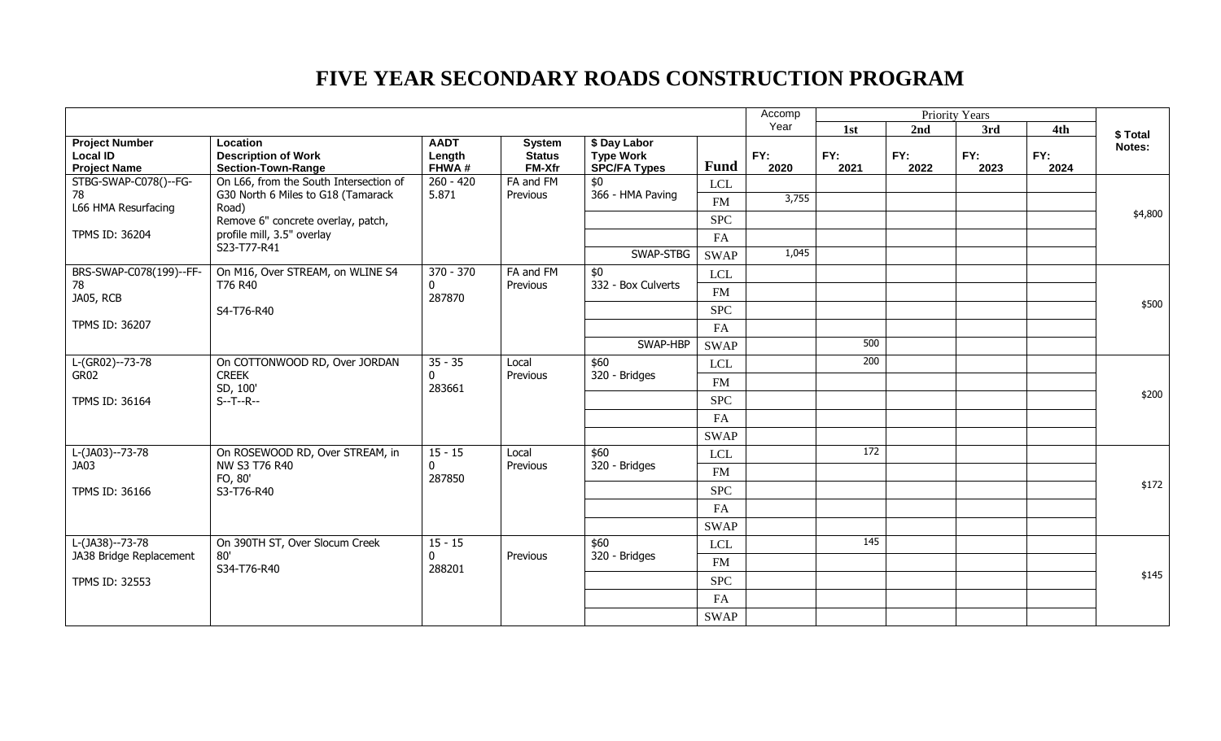# FIVE YEAR SECONDARY ROADS CONSTRUCTION PROGRAM

| Project Number<br>Local ID<br>Project Name | Location<br>Description of Work<br>Section-Town-Range | AADT<br>Length<br>FHWA # | System<br>Status<br>FM-Xfr | $ Day Labor<br>Type Work<br>SPC/FA Types | Fund | Accomp Year<br>FY: 2020 | Priority Years 1st<br>FY: 2021 | 2nd<br>FY: 2022 | 3rd<br>FY: 2023 | 4th<br>FY: 2024 | $ Total<br>Notes: |
|---|---|---|---|---|---|---|---|---|---|---|---|
| STBG-SWAP-C078()--FG-78<br>L66 HMA Resurfacing<br><br>TPMS ID: 36204 | On L66, from the South Intersection of G30 North 6 Miles to G18 (Tamarack Road)<br>Remove 6" concrete overlay, patch, profile mill, 3.5" overlay<br>S23-T77-R41 | 260 - 420<br>5.871 | FA and FM<br>Previous | $0<br>366 - HMA Paving | LCL | | | | | | $4,800 |
| | | | | | FM | 3,755 | | | | | |
| | | | | | SPC | | | | | | |
| | | | | | FA | | | | | | |
| | | | | SWAP-STBG | SWAP | 1,045 | | | | | |
| BRS-SWAP-C078(199)--FF-78<br>JA05, RCB<br><br>TPMS ID: 36207 | On M16, Over STREAM, on WLINE S4 T76 R40<br><br>S4-T76-R40 | 370 - 370<br>0<br>287870 | FA and FM<br>Previous | $0<br>332 - Box Culverts | LCL | | | | | | $500 |
| | | | | | FM | | | | | | |
| | | | | | SPC | | | | | | |
| | | | | | FA | | | | | | |
| | | | | SWAP-HBP | SWAP | | 500 | | | | |
| L-(GR02)--73-78<br>GR02<br><br>TPMS ID: 36164 | On COTTONWOOD RD, Over JORDAN CREEK<br>SD, 100'<br>S--T--R-- | 35 - 35<br>0<br>283661 | Local<br>Previous | $60<br>320 - Bridges | LCL | | 200 | | | | $200 |
| | | | | | FM | | | | | | |
| | | | | | SPC | | | | | | |
| | | | | | FA | | | | | | |
| | | | | | SWAP | | | | | | |
| L-(JA03)--73-78<br>JA03<br><br>TPMS ID: 36166 | On ROSEWOOD RD, Over STREAM, in NW S3 T76 R40<br>FO, 80'<br>S3-T76-R40 | 15 - 15<br>0<br>287850 | Local<br>Previous | $60<br>320 - Bridges | LCL | | 172 | | | | $172 |
| | | | | | FM | | | | | | |
| | | | | | SPC | | | | | | |
| | | | | | FA | | | | | | |
| | | | | | SWAP | | | | | | |
| L-(JA38)--73-78<br>JA38 Bridge Replacement<br><br>TPMS ID: 32553 | On 390TH ST, Over Slocum Creek<br>80'<br>S34-T76-R40 | 15 - 15<br>0<br>288201 | Previous | $60<br>320 - Bridges | LCL | | 145 | | | | $145 |
| | | | | | FM | | | | | | |
| | | | | | SPC | | | | | | |
| | | | | | FA | | | | | | |
| | | | | | SWAP | | | | | | |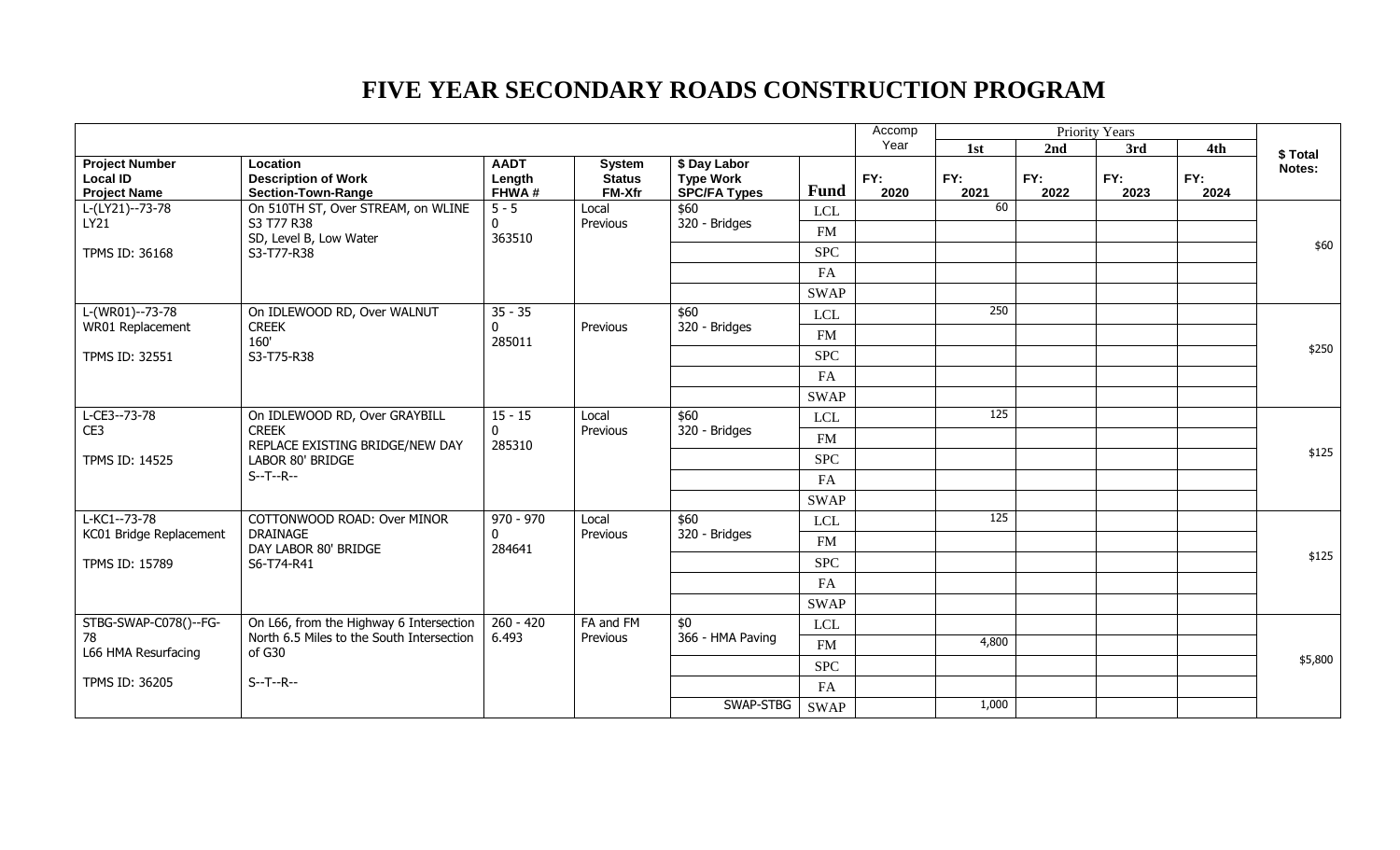# FIVE YEAR SECONDARY ROADS CONSTRUCTION PROGRAM

| Project Number<br>Local ID<br>Project Name | Location<br>Description of Work<br>Section-Town-Range | AADT<br>Length<br>FHWA # | System<br>Status<br>FM-Xfr | $ Day Labor<br>Type Work<br>SPC/FA Types | Fund | Accomp Year<br>FY: 2020 | Priority Years 1st<br>FY: 2021 | 2nd<br>FY: 2022 | 3rd<br>FY: 2023 | 4th<br>FY: 2024 | $ Total<br>Notes: |
|---|---|---|---|---|---|---|---|---|---|---|---|
| L-(LY21)--73-78<br>LY21<br><br>TPMS ID: 36168 | On 510TH ST, Over STREAM, on WLINE S3 T77 R38<br>SD, Level B, Low Water<br>S3-T77-R38 | 5 - 5<br>0<br>363510 | Local<br>Previous | $60<br>320 - Bridges | LCL | | 60 | | | | $60 |
| | | | | | FM | | | | | | |
| | | | | | SPC | | | | | | |
| | | | | | FA | | | | | | |
| | | | | | SWAP | | | | | | |
| L-(WR01)--73-78<br>WR01 Replacement<br><br>TPMS ID: 32551 | On IDLEWOOD RD, Over WALNUT CREEK<br>160'<br>S3-T75-R38 | 35 - 35<br>0<br>285011 | Previous | $60<br>320 - Bridges | LCL | | 250 | | | | $250 |
| | | | | | FM | | | | | | |
| | | | | | SPC | | | | | | |
| | | | | | FA | | | | | | |
| | | | | | SWAP | | | | | | |
| L-CE3--73-78<br>CE3<br><br>TPMS ID: 14525 | On IDLEWOOD RD, Over GRAYBILL CREEK<br>REPLACE EXISTING BRIDGE/NEW DAY LABOR 80' BRIDGE<br>S--T--R-- | 15 - 15<br>0<br>285310 | Local<br>Previous | $60<br>320 - Bridges | LCL | | 125 | | | | $125 |
| | | | | | FM | | | | | | |
| | | | | | SPC | | | | | | |
| | | | | | FA | | | | | | |
| | | | | | SWAP | | | | | | |
| L-KC1--73-78<br>KC01 Bridge Replacement<br><br>TPMS ID: 15789 | COTTONWOOD ROAD: Over MINOR DRAINAGE<br>DAY LABOR 80' BRIDGE<br>S6-T74-R41 | 970 - 970<br>0<br>284641 | Local<br>Previous | $60<br>320 - Bridges | LCL | | 125 | | | | $125 |
| | | | | | FM | | | | | | |
| | | | | | SPC | | | | | | |
| | | | | | FA | | | | | | |
| | | | | | SWAP | | | | | | |
| STBG-SWAP-C078()--FG-78<br>L66 HMA Resurfacing<br><br>TPMS ID: 36205 | On L66, from the Highway 6 Intersection North 6.5 Miles to the South Intersection of G30<br><br>S--T--R-- | 260 - 420<br>6.493 | FA and FM<br>Previous | $0<br>366 - HMA Paving | LCL | | | | | | $5,800 |
| | | | | | FM | | 4,800 | | | | |
| | | | | | SPC | | | | | | |
| | | | | | FA | | | | | | |
| | | | | SWAP-STBG | SWAP | | 1,000 | | | | |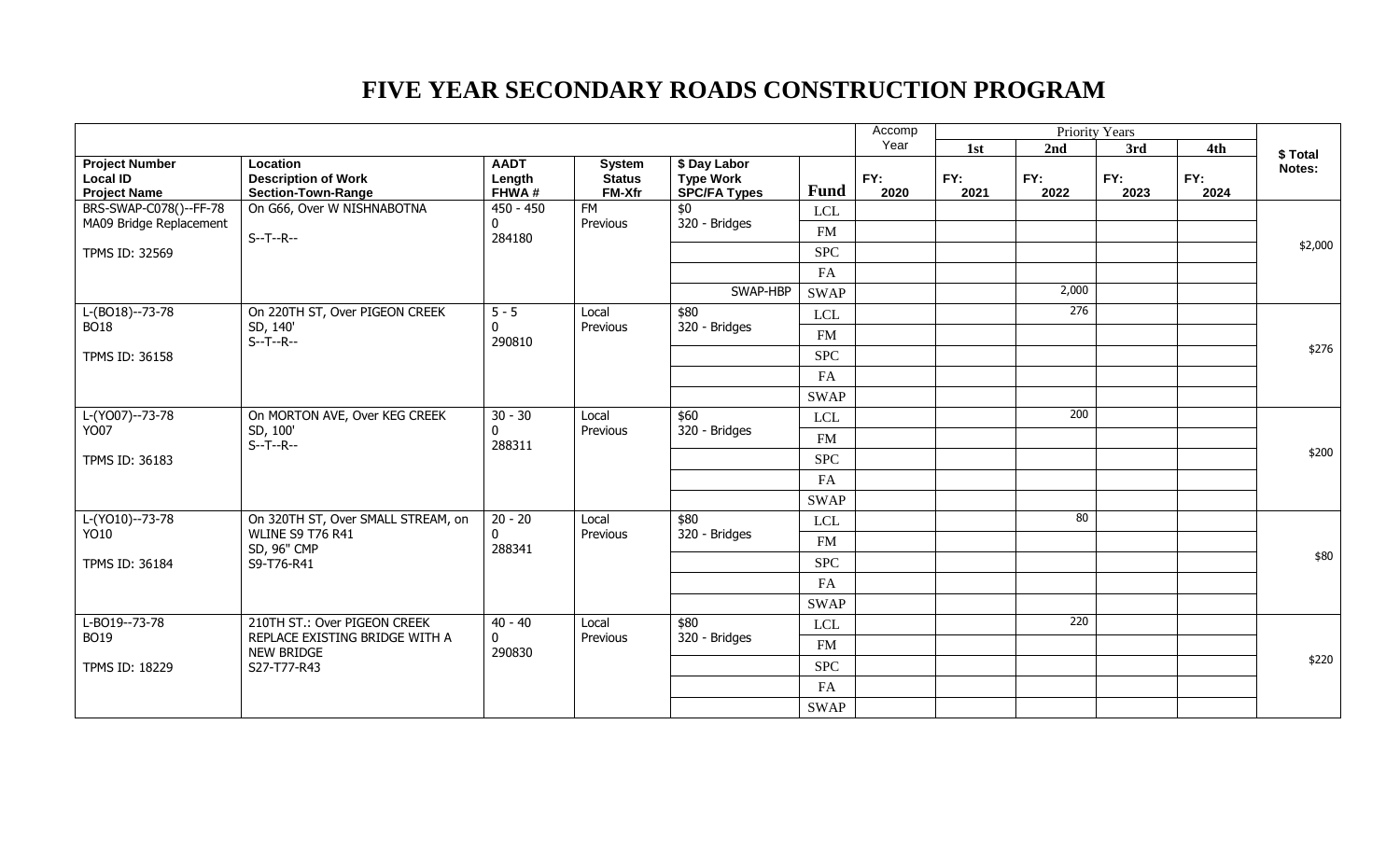# FIVE YEAR SECONDARY ROADS CONSTRUCTION PROGRAM

| Project Number<br>Local ID<br>Project Name | Location<br>Description of Work<br>Section-Town-Range | AADT<br>Length<br>FHWA # | System<br>Status<br>FM-Xfr | $ Day Labor<br>Type Work<br>SPC/FA Types | Fund | Accomp Year<br>FY: 2020 | Priority Years 1st<br>FY: 2021 | 2nd<br>FY: 2022 | 3rd<br>FY: 2023 | 4th<br>FY: 2024 | $ Total<br>Notes: |
|---|---|---|---|---|---|---|---|---|---|---|---|
| BRS-SWAP-C078()--FF-78<br>MA09 Bridge Replacement<br>TPMS ID: 32569 | On G66, Over W NISHNABOTNA<br>S--T--R-- | 450 - 450<br>0<br>284180 | FM<br>Previous | $0<br>320 - Bridges | LCL | | | | | | $2,000 |
| | | | | | FM | | | | | | |
| | | | | | SPC | | | | | | |
| | | | | | FA | | | | | | |
| | | | | SWAP-HBP | SWAP | | | 2,000 | | | |
| L-(BO18)--73-78<br>BO18<br>TPMS ID: 36158 | On 220TH ST, Over PIGEON CREEK<br>SD, 140'<br>S--T--R-- | 5 - 5<br>0<br>290810 | Local<br>Previous | $80<br>320 - Bridges | LCL | | | 276 | | | $276 |
| | | | | | FM | | | | | | |
| | | | | | SPC | | | | | | |
| | | | | | FA | | | | | | |
| | | | | | SWAP | | | | | | |
| L-(YO07)--73-78<br>YO07<br>TPMS ID: 36183 | On MORTON AVE, Over KEG CREEK<br>SD, 100'<br>S--T--R-- | 30 - 30<br>0<br>288311 | Local<br>Previous | $60<br>320 - Bridges | LCL | | | 200 | | | $200 |
| | | | | | FM | | | | | | |
| | | | | | SPC | | | | | | |
| | | | | | FA | | | | | | |
| | | | | | SWAP | | | | | | |
| L-(YO10)--73-78<br>YO10<br>TPMS ID: 36184 | On 320TH ST, Over SMALL STREAM, on WLINE S9 T76 R41<br>SD, 96" CMP<br>S9-T76-R41 | 20 - 20<br>0<br>288341 | Local<br>Previous | $80<br>320 - Bridges | LCL | | | 80 | | | $80 |
| | | | | | FM | | | | | | |
| | | | | | SPC | | | | | | |
| | | | | | FA | | | | | | |
| | | | | | SWAP | | | | | | |
| L-BO19--73-78<br>BO19<br>TPMS ID: 18229 | 210TH ST.: Over PIGEON CREEK<br>REPLACE EXISTING BRIDGE WITH A NEW BRIDGE<br>S27-T77-R43 | 40 - 40<br>0<br>290830 | Local<br>Previous | $80<br>320 - Bridges | LCL | | | 220 | | | $220 |
| | | | | | FM | | | | | | |
| | | | | | SPC | | | | | | |
| | | | | | FA | | | | | | |
| | | | | | SWAP | | | | | | |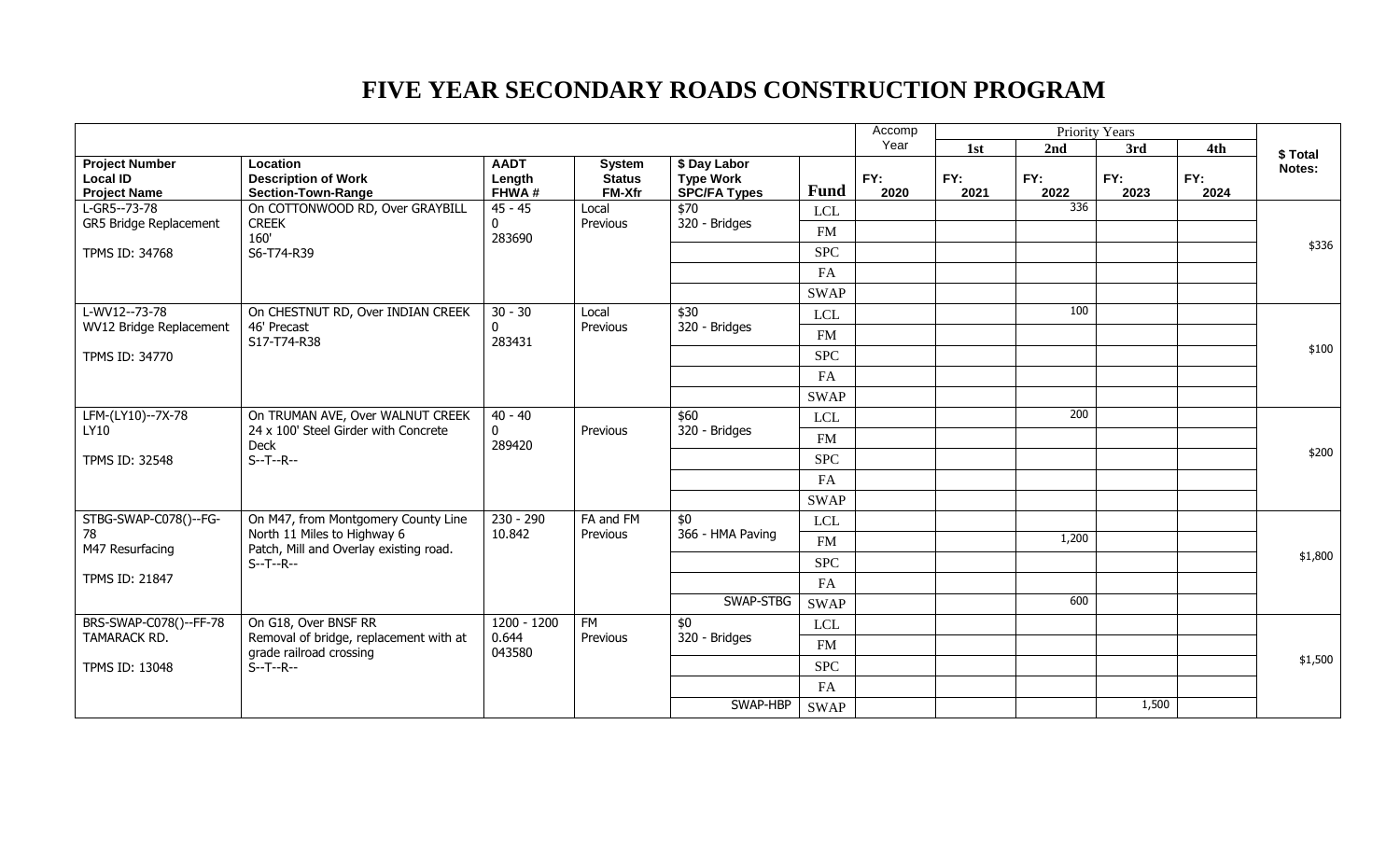# FIVE YEAR SECONDARY ROADS CONSTRUCTION PROGRAM

| Project Number<br>Local ID<br>Project Name | Location<br>Description of Work<br>Section-Town-Range | AADT<br>Length<br>FHWA # | System<br>Status<br>FM-Xfr | $ Day Labor<br>Type Work<br>SPC/FA Types | Fund | Accomp Year<br>FY: 2020 | Priority Years 1st<br>FY: 2021 | 2nd<br>FY: 2022 | 3rd<br>FY: 2023 | 4th<br>FY: 2024 | $ Total<br>Notes: |
|---|---|---|---|---|---|---|---|---|---|---|---|
| L-GR5--73-78<br>GR5 Bridge Replacement<br>TPMS ID: 34768 | On COTTONWOOD RD, Over GRAYBILL CREEK<br>160'<br>S6-T74-R39 | 45 - 45<br>0<br>283690 | Local<br>Previous | $70<br>320 - Bridges | LCL | | | 336 | | | $336 |
| | | | | | FM | | | | | | |
| | | | | | SPC | | | | | | |
| | | | | | FA | | | | | | |
| | | | | | SWAP | | | | | | |
| L-WV12--73-78<br>WV12 Bridge Replacement<br>TPMS ID: 34770 | On CHESTNUT RD, Over INDIAN CREEK<br>46' Precast<br>S17-T74-R38 | 30 - 30<br>0<br>283431 | Local<br>Previous | $30<br>320 - Bridges | LCL | | | 100 | | | $100 |
| | | | | | FM | | | | | | |
| | | | | | SPC | | | | | | |
| | | | | | FA | | | | | | |
| | | | | | SWAP | | | | | | |
| LFM-(LY10)--7X-78<br>LY10<br>TPMS ID: 32548 | On TRUMAN AVE, Over WALNUT CREEK<br>24 x 100' Steel Girder with Concrete Deck<br>S--T--R-- | 40 - 40<br>0<br>289420 | Previous | $60<br>320 - Bridges | LCL | | | 200 | | | $200 |
| | | | | | FM | | | | | | |
| | | | | | SPC | | | | | | |
| | | | | | FA | | | | | | |
| | | | | | SWAP | | | | | | |
| STBG-SWAP-C078()--FG-78<br>M47 Resurfacing<br>TPMS ID: 21847 | On M47, from Montgomery County Line North 11 Miles to Highway 6<br>Patch, Mill and Overlay existing road.<br>S--T--R-- | 230 - 290<br>10.842 | FA and FM<br>Previous | $0<br>366 - HMA Paving | LCL | | | | | | $1,800 |
| | | | | | FM | | | 1,200 | | | |
| | | | | | SPC | | | | | | |
| | | | | | FA | | | | | | |
| | | | | SWAP-STBG | SWAP | | | 600 | | | |
| BRS-SWAP-C078()--FF-78<br>TAMARACK RD.<br>TPMS ID: 13048 | On G18, Over BNSF RR<br>Removal of bridge, replacement with at grade railroad crossing<br>S--T--R-- | 1200 - 1200<br>0.644<br>043580 | FM<br>Previous | $0<br>320 - Bridges | LCL | | | | | | $1,500 |
| | | | | | FM | | | | | | |
| | | | | | SPC | | | | | | |
| | | | | | FA | | | | | | |
| | | | | SWAP-HBP | SWAP | | | | 1,500 | | |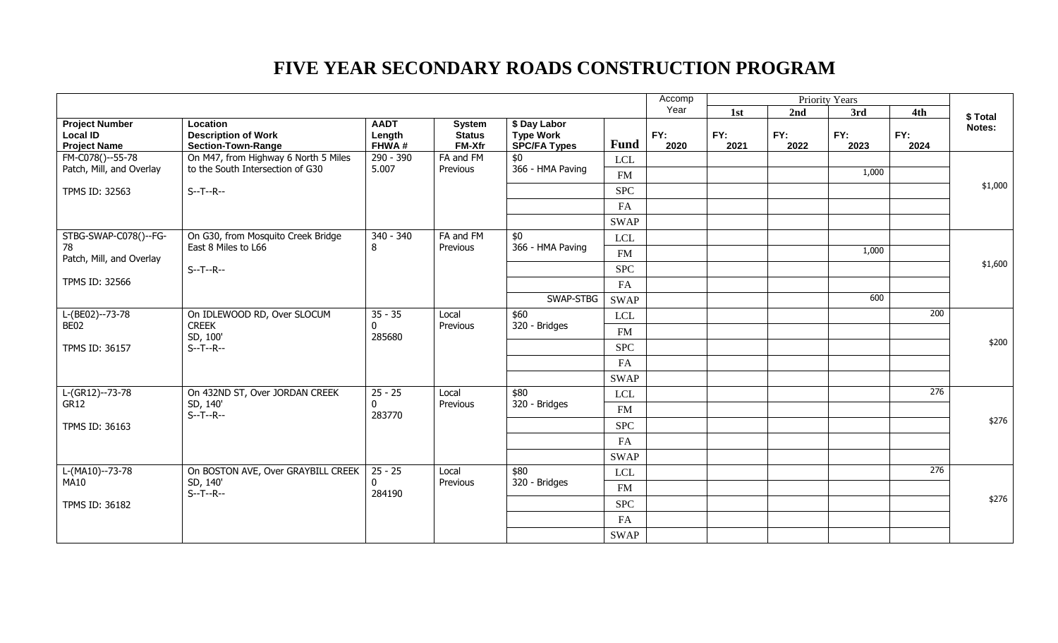# FIVE YEAR SECONDARY ROADS CONSTRUCTION PROGRAM

| Project Number<br>Local ID<br>Project Name | Location<br>Description of Work<br>Section-Town-Range | AADT<br>Length<br>FHWA # | System<br>Status<br>FM-Xfr | $ Day Labor<br>Type Work<br>SPC/FA Types | Fund | Accomp Year<br>FY: 2020 | Priority Years 1st<br>FY: 2021 | 2nd<br>FY: 2022 | 3rd<br>FY: 2023 | 4th<br>FY: 2024 | $ Total<br>Notes: |
|---|---|---|---|---|---|---|---|---|---|---|---|
| FM-C078()--55-78<br>Patch, Mill, and Overlay<br><br>TPMS ID: 32563 | On M47, from Highway 6 North 5 Miles to the South Intersection of G30<br><br>S--T--R-- | 290 - 390<br>5.007 | FA and FM<br>Previous | $0<br>366 - HMA Paving | LCL | | | | | | $1,000 |
| | | | | | FM | | | | 1,000 | | |
| | | | | | SPC | | | | | | |
| | | | | | FA | | | | | | |
| | | | | | SWAP | | | | | | |
| STBG-SWAP-C078()--FG-78<br>Patch, Mill, and Overlay<br><br>TPMS ID: 32566 | On G30, from Mosquito Creek Bridge East 8 Miles to L66<br><br>S--T--R-- | 340 - 340<br>8 | FA and FM<br>Previous | $0<br>366 - HMA Paving | LCL | | | | | | $1,600 |
| | | | | | FM | | | | 1,000 | | |
| | | | | | SPC | | | | | | |
| | | | | | FA | | | | | | |
| | | | | SWAP-STBG | SWAP | | | | 600 | | |
| L-(BE02)--73-78<br>BE02<br><br>TPMS ID: 36157 | On IDLEWOOD RD, Over SLOCUM CREEK<br>SD, 100'<br>S--T--R-- | 35 - 35<br>0<br>285680 | Local<br>Previous | $60<br>320 - Bridges | LCL | | | | | 200 | $200 |
| | | | | | FM | | | | | | |
| | | | | | SPC | | | | | | |
| | | | | | FA | | | | | | |
| | | | | | SWAP | | | | | | |
| L-(GR12)--73-78<br>GR12<br><br>TPMS ID: 36163 | On 432ND ST, Over JORDAN CREEK<br>SD, 140'<br>S--T--R-- | 25 - 25<br>0<br>283770 | Local<br>Previous | $80<br>320 - Bridges | LCL | | | | | 276 | $276 |
| | | | | | FM | | | | | | |
| | | | | | SPC | | | | | | |
| | | | | | FA | | | | | | |
| | | | | | SWAP | | | | | | |
| L-(MA10)--73-78<br>MA10<br><br>TPMS ID: 36182 | On BOSTON AVE, Over GRAYBILL CREEK<br>SD, 140'<br>S--T--R-- | 25 - 25<br>0<br>284190 | Local<br>Previous | $80<br>320 - Bridges | LCL | | | | | 276 | $276 |
| | | | | | FM | | | | | | |
| | | | | | SPC | | | | | | |
| | | | | | FA | | | | | | |
| | | | | | SWAP | | | | | | |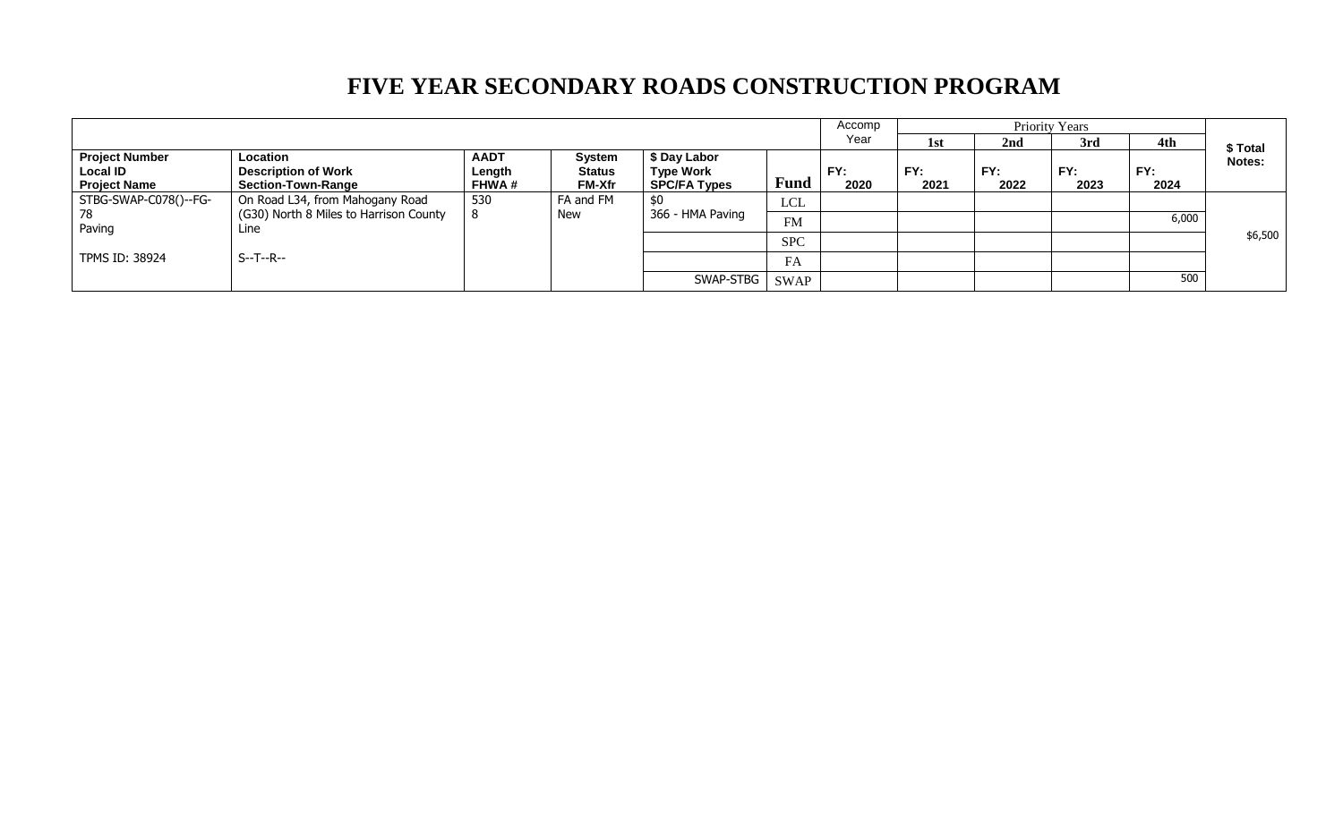# FIVE YEAR SECONDARY ROADS CONSTRUCTION PROGRAM

| | | | | | | Accomp Year | Priority Years | | | | |
|---|---|---|---|---|---|---|---|---|---|---|---|
| | | | | | | | 1st | 2nd | 3rd | 4th | |
| **Project Number Local ID Project Name** | **Location Description of Work Section-Town-Range** | **AADT Length FHWA #** | **System Status FM-Xfr** | **$ Day Labor Type Work SPC/FA Types** | **Fund** | **FY: 2020** | **FY: 2021** | **FY: 2022** | **FY: 2023** | **FY: 2024** | **$ Total Notes:** |
| STBG-SWAP-C078()--FG-78 Paving | On Road L34, from Mahogany Road (G30) North 8 Miles to Harrison County Line | 530 | FA and FM | $0 | LCL | | | | | | |
| | | 8 | New | 366 - HMA Paving | FM | | | | | 6,000 | $6,500 |
| TPMS ID: 38924 | S--T--R-- | | | | SPC | | | | | | |
| | | | | | FA | | | | | | |
| | | | | SWAP-STBG | SWAP | | | | | 500 | |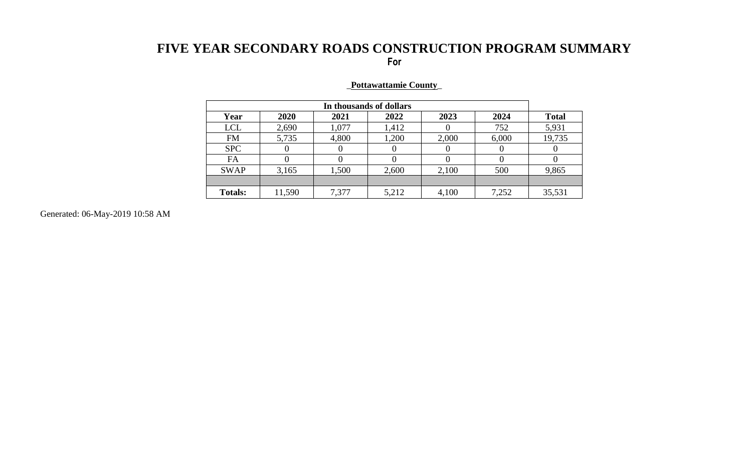# FIVE YEAR SECONDARY ROADS CONSTRUCTION PROGRAM SUMMARY

**For**

_**Pottawattamie County**_

| In thousands of dollars | | | | | | |
|---|---|---|---|---|---|---|
| **Year** | **2020** | **2021** | **2022** | **2023** | **2024** | **Total** |
| LCL | 2,690 | 1,077 | 1,412 | 0 | 752 | 5,931 |
| FM | 5,735 | 4,800 | 1,200 | 2,000 | 6,000 | 19,735 |
| SPC | 0 | 0 | 0 | 0 | 0 | 0 |
| FA | 0 | 0 | 0 | 0 | 0 | 0 |
| SWAP | 3,165 | 1,500 | 2,600 | 2,100 | 500 | 9,865 |
| | | | | | | |
| **Totals:** | 11,590 | 7,377 | 5,212 | 4,100 | 7,252 | 35,531 |

Generated: 06-May-2019 10:58 AM